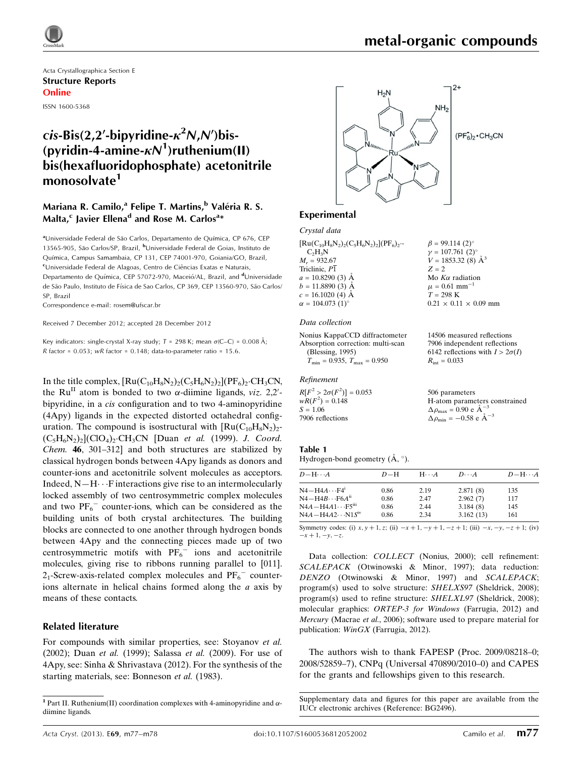Acta Crystallographica Section E
**Structure Reports**
**Online**

ISSN 1600-5368

# *cis*-Bis(2,2′-bipyridine-$\kappa^2N,N'$)bis(pyridin-4-amine-$\kappa N^1$)ruthenium(II) bis(hexafluoridophosphate) acetonitrile monosolvate[1]

**Mariana R. Camilo,[a] Felipe T. Martins,[b] Valéria R. S. Malta,[c] Javier Ellena[d] and Rose M. Carlos[a]***

[a]Universidade Federal de São Carlos, Departamento de Química, CP 676, CEP 13565-905, São Carlos/SP, Brazil, [b]Universidade Federal de Goias, Instituto de Química, Campus Samambaia, CP 131, CEP 74001-970, Goiania/GO, Brazil, [c]Universidade Federal de Alagoas, Centro de Ciências Exatas e Naturais, Departamento de Química, CEP 57072-970, Maceió/AL, Brazil, and [d]Universidade de São Paulo, Instituto de Física de Sao Carlos, CP 369, CEP 13560-970, São Carlos/SP, Brazil

Correspondence e-mail: rosem@ufscar.br

Received 7 December 2012; accepted 28 December 2012

Key indicators: single-crystal X-ray study; $T$ = 298 K; mean $\sigma$(C–C) = 0.008 Å; $R$ factor = 0.053; $wR$ factor = 0.148; data-to-parameter ratio = 15.6.

In the title complex, $[Ru(C_{10}H_8N_2)_2(C_5H_6N_2)_2](PF_6)_2\cdot CH_3CN$, the Ru$^{II}$ atom is bonded to two $\alpha$-diimine ligands, *viz.* 2,2′-bipyridine, in a *cis* configuration and to two 4-aminopyridine (4Apy) ligands in the expected distorted octahedral configuration. The compound is isostructural with $[Ru(C_{10}H_8N_2)_2(C_5H_6N_2)_2](ClO_4)_2\cdot CH_3CN$ [Duan *et al.* (1999). *J. Coord. Chem.* **46**, 301–312] and both structures are stabilized by classical hydrogen bonds between 4Apy ligands as donors and counter-ions and acetonitrile solvent molecules as acceptors. Indeed, N—H···F interactions give rise to an intermolecularly locked assembly of two centrosymmetric complex molecules and two $PF_6^-$ counter-ions, which can be considered as the building units of both crystal architectures. The building blocks are connected to one another through hydrogen bonds between 4Apy and the connecting pieces made up of two centrosymmetric motifs with $PF_6^-$ ions and acetonitrile molecules, giving rise to ribbons running parallel to [011]. $2_1$-Screw-axis-related complex molecules and $PF_6^-$ counter-ions alternate in helical chains formed along the $a$ axis by means of these contacts.

## Related literature

For compounds with similar properties, see: Stoyanov *et al.* (2002); Duan *et al.* (1999); Salassa *et al.* (2009). For use of 4Apy, see: Sinha & Shrivastava (2012). For the synthesis of the starting materials, see: Bonneson *et al.* (1983).

[1] Part II. Ruthenium(II) coordination complexes with 4-aminopyridine and $\alpha$-diimine ligands.

## Experimental

### *Crystal data*

$[Ru(C_{10}H_8N_2)_2(C_5H_6N_2)_2](PF_6)_2\cdot C_2H_3N$
$M_r$ = 932.67
Triclinic, $P\overline{1}$
$a$ = 10.8290 (3) Å
$b$ = 11.8890 (3) Å
$c$ = 16.1020 (4) Å
$\alpha$ = 104.073 (1)°
$\beta$ = 99.114 (2)°
$\gamma$ = 107.761 (2)°
$V$ = 1853.32 (8) Å$^3$
$Z$ = 2
Mo $K\alpha$ radiation
$\mu$ = 0.61 mm$^{-1}$
$T$ = 298 K
0.21 × 0.11 × 0.09 mm

### *Data collection*

Nonius KappaCCD diffractometer
Absorption correction: multi-scan (Blessing, 1995)
$T_{min}$ = 0.935, $T_{max}$ = 0.950
14506 measured reflections
7906 independent reflections
6142 reflections with $I > 2\sigma(I)$
$R_{int}$ = 0.033

### *Refinement*

$R[F^2 > 2\sigma(F^2)]$ = 0.053
$wR(F^2)$ = 0.148
$S$ = 1.06
7906 reflections
506 parameters
H-atom parameters constrained
$\Delta\rho_{max}$ = 0.90 e Å$^{-3}$
$\Delta\rho_{min}$ = −0.58 e Å$^{-3}$

**Table 1**
Hydrogen-bond geometry (Å, °).

| $D$—H···$A$ | $D$—H | H···$A$ | $D$···$A$ | $D$—H···$A$ |
|---|---|---|---|---|
| N4—H4A···F4$^{i}$ | 0.86 | 2.19 | 2.871 (8) | 135 |
| N4—H4B···F6A$^{ii}$ | 0.86 | 2.47 | 2.962 (7) | 117 |
| N4A—H4A1···F5$^{iii}$ | 0.86 | 2.44 | 3.184 (8) | 145 |
| N4A—H4A2···N1S$^{iv}$ | 0.86 | 2.34 | 3.162 (13) | 161 |

Symmetry codes: (i) $x, y+1, z$; (ii) $-x+1, -y+1, -z+1$; (iii) $-x, -y, -z+1$; (iv) $-x+1, -y, -z$.

Data collection: *COLLECT* (Nonius, 2000); cell refinement: *SCALEPACK* (Otwinowski & Minor, 1997); data reduction: *DENZO* (Otwinowski & Minor, 1997) and *SCALEPACK*; program(s) used to solve structure: *SHELXS97* (Sheldrick, 2008); program(s) used to refine structure: *SHELXL97* (Sheldrick, 2008); molecular graphics: *ORTEP-3 for Windows* (Farrugia, 2012) and *Mercury* (Macrae *et al.*, 2006); software used to prepare material for publication: *WinGX* (Farrugia, 2012).

The authors wish to thank FAPESP (Proc. 2009/08218–0; 2008/52859–7), CNPq (Universal 470890/2010–0) and CAPES for the grants and fellowships given to this research.

Supplementary data and figures for this paper are available from the IUCr electronic archives (Reference: BG2496).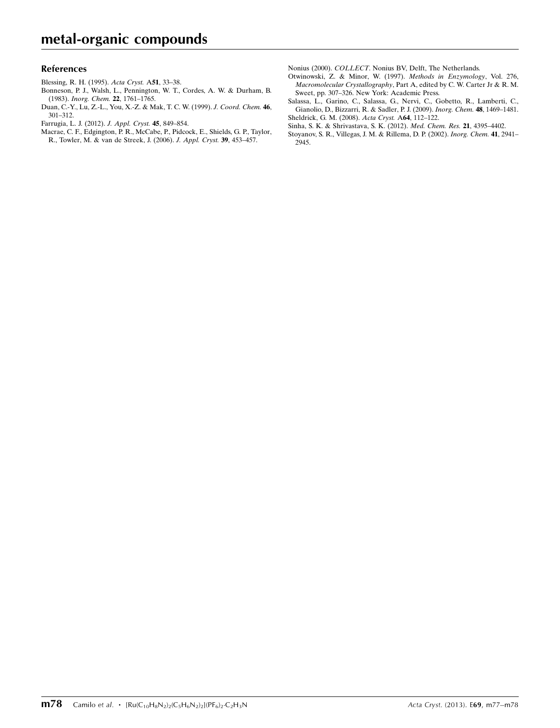## References

Blessing, R. H. (1995). *Acta Cryst.* A**51**, 33–38.

Bonneson, P. J., Walsh, L., Pennington, W. T., Cordes, A. W. & Durham, B. (1983). *Inorg. Chem.* **22**, 1761–1765.

Duan, C.-Y., Lu, Z.-L., You, X.-Z. & Mak, T. C. W. (1999). *J. Coord. Chem.* **46**, 301–312.

Farrugia, L. J. (2012). *J. Appl. Cryst.* **45**, 849–854.

Macrae, C. F., Edgington, P. R., McCabe, P., Pidcock, E., Shields, G. P., Taylor, R., Towler, M. & van de Streek, J. (2006). *J. Appl. Cryst.* **39**, 453–457.

Nonius (2000). *COLLECT*. Nonius BV, Delft, The Netherlands.

Otwinowski, Z. & Minor, W. (1997). *Methods in Enzymology*, Vol. 276, *Macromolecular Crystallography*, Part A, edited by C. W. Carter Jr & R. M. Sweet, pp. 307–326. New York: Academic Press.

Salassa, L., Garino, C., Salassa, G., Nervi, C., Gobetto, R., Lamberti, C., Gianolio, D., Bizzarri, R. & Sadler, P. J. (2009). *Inorg. Chem.* **48**, 1469–1481.

Sheldrick, G. M. (2008). *Acta Cryst.* A**64**, 112–122.

Sinha, S. K. & Shrivastava, S. K. (2012). *Med. Chem. Res.* **21**, 4395–4402.

Stoyanov, S. R., Villegas, J. M. & Rillema, D. P. (2002). *Inorg. Chem.* **41**, 2941–2945.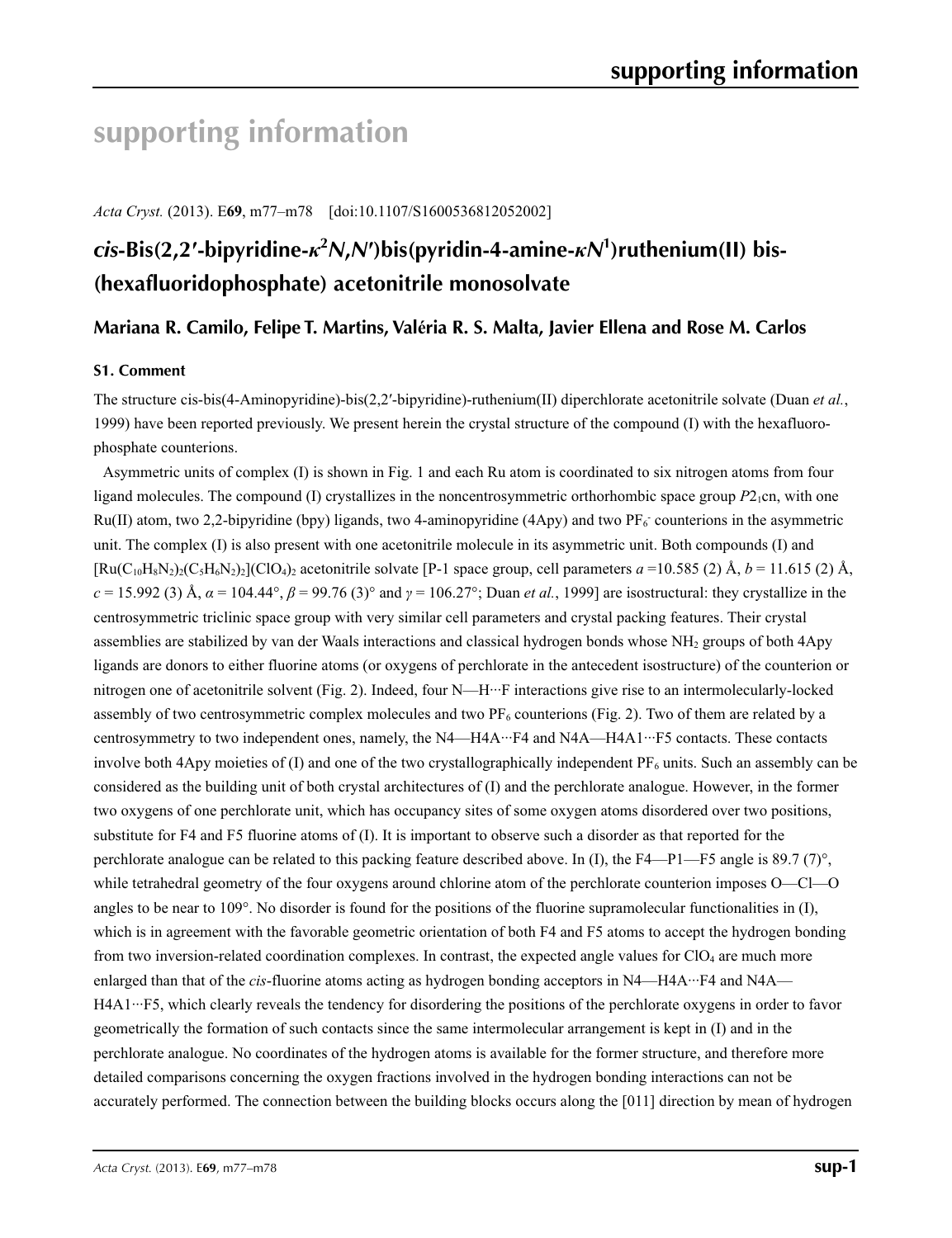# supporting information

*Acta Cryst.* (2013). E**69**, m77–m78 [doi:10.1107/S1600536812052002]

## *cis*-Bis(2,2′-bipyridine-$\kappa^2N,N'$)bis(pyridin-4-amine-$\kappa N^1$)ruthenium(II) bis-(hexafluoridophosphate) acetonitrile monosolvate

**Mariana R. Camilo, Felipe T. Martins, Valéria R. S. Malta, Javier Ellena and Rose M. Carlos**

### S1. Comment

The structure cis-bis(4-Aminopyridine)-bis(2,2′-bipyridine)-ruthenium(II) diperchlorate acetonitrile solvate (Duan *et al.*, 1999) have been reported previously. We present herein the crystal structure of the compound (I) with the hexafluoro-phosphate counterions.

Asymmetric units of complex (I) is shown in Fig. 1 and each Ru atom is coordinated to six nitrogen atoms from four ligand molecules. The compound (I) crystallizes in the noncentrosymmetric orthorhombic space group $P2_1$cn, with one Ru(II) atom, two 2,2-bipyridine (bpy) ligands, two 4-aminopyridine (4Apy) and two $PF_6^-$ counterions in the asymmetric unit. The complex (I) is also present with one acetonitrile molecule in its asymmetric unit. Both compounds (I) and $[Ru(C_{10}H_8N_2)_2(C_5H_6N_2)_2](ClO_4)_2$ acetonitrile solvate [P-1 space group, cell parameters *a* =10.585 (2) Å, *b* = 11.615 (2) Å, *c* = 15.992 (3) Å, *α* = 104.44°, *β* = 99.76 (3)° and *γ* = 106.27°; Duan *et al.*, 1999] are isostructural: they crystallize in the centrosymmetric triclinic space group with very similar cell parameters and crystal packing features. Their crystal assemblies are stabilized by van der Waals interactions and classical hydrogen bonds whose $NH_2$ groups of both 4Apy ligands are donors to either fluorine atoms (or oxygens of perchlorate in the antecedent isostructure) of the counterion or nitrogen one of acetonitrile solvent (Fig. 2). Indeed, four N—H···F interactions give rise to an intermolecularly-locked assembly of two centrosymmetric complex molecules and two $PF_6$ counterions (Fig. 2). Two of them are related by a centrosymmetry to two independent ones, namely, the N4—H4A···F4 and N4A—H4A1···F5 contacts. These contacts involve both 4Apy moieties of (I) and one of the two crystallographically independent $PF_6$ units. Such an assembly can be considered as the building unit of both crystal architectures of (I) and the perchlorate analogue. However, in the former two oxygens of one perchlorate unit, which has occupancy sites of some oxygen atoms disordered over two positions, substitute for F4 and F5 fluorine atoms of (I). It is important to observe such a disorder as that reported for the perchlorate analogue can be related to this packing feature described above. In (I), the F4—P1—F5 angle is 89.7 (7)°, while tetrahedral geometry of the four oxygens around chlorine atom of the perchlorate counterion imposes O—Cl—O angles to be near to 109°. No disorder is found for the positions of the fluorine supramolecular functionalities in (I), which is in agreement with the favorable geometric orientation of both F4 and F5 atoms to accept the hydrogen bonding from two inversion-related coordination complexes. In contrast, the expected angle values for $ClO_4$ are much more enlarged than that of the *cis*-fluorine atoms acting as hydrogen bonding acceptors in N4—H4A···F4 and N4A—H4A1···F5, which clearly reveals the tendency for disordering the positions of the perchlorate oxygens in order to favor geometrically the formation of such contacts since the same intermolecular arrangement is kept in (I) and in the perchlorate analogue. No coordinates of the hydrogen atoms is available for the former structure, and therefore more detailed comparisons concerning the oxygen fractions involved in the hydrogen bonding interactions can not be accurately performed. The connection between the building blocks occurs along the [011] direction by mean of hydrogen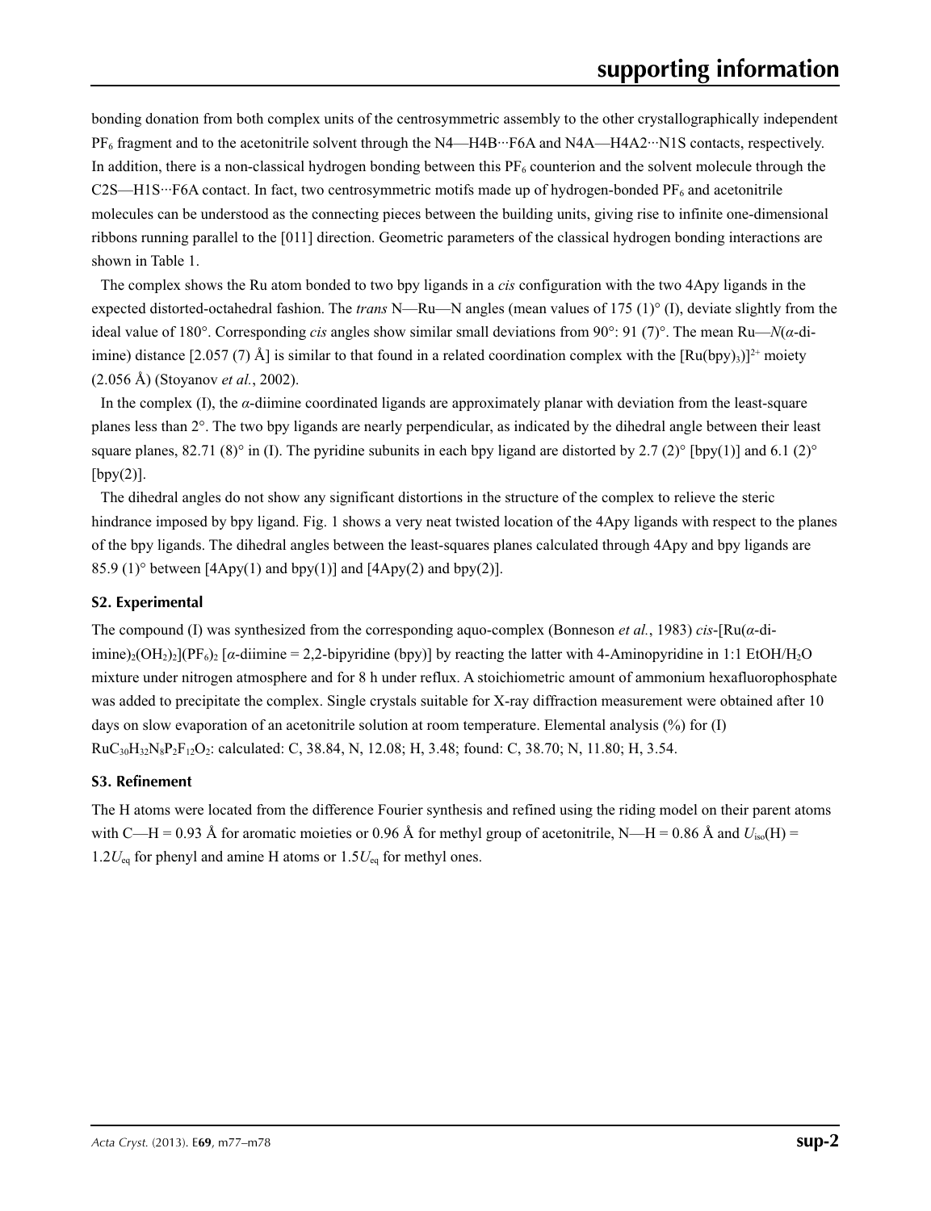bonding donation from both complex units of the centrosymmetric assembly to the other crystallographically independent $PF_6$ fragment and to the acetonitrile solvent through the N4—H4B···F6A and N4A—H4A2···N1S contacts, respectively. In addition, there is a non-classical hydrogen bonding between this $PF_6$ counterion and the solvent molecule through the C2S—H1S···F6A contact. In fact, two centrosymmetric motifs made up of hydrogen-bonded $PF_6$ and acetonitrile molecules can be understood as the connecting pieces between the building units, giving rise to infinite one-dimensional ribbons running parallel to the [011] direction. Geometric parameters of the classical hydrogen bonding interactions are shown in Table 1.

The complex shows the Ru atom bonded to two bpy ligands in a *cis* configuration with the two 4Apy ligands in the expected distorted-octahedral fashion. The *trans* N—Ru—N angles (mean values of 175 (1)° (I), deviate slightly from the ideal value of 180°. Corresponding *cis* angles show similar small deviations from 90°: 91 (7)°. The mean Ru—*N*(*α*-di-imine) distance [2.057 (7) Å] is similar to that found in a related coordination complex with the $[Ru(bpy)_3)]^{2+}$ moiety (2.056 Å) (Stoyanov *et al.*, 2002).

In the complex (I), the *α*-diimine coordinated ligands are approximately planar with deviation from the least-square planes less than 2°. The two bpy ligands are nearly perpendicular, as indicated by the dihedral angle between their least square planes, 82.71 (8)° in (I). The pyridine subunits in each bpy ligand are distorted by 2.7 (2)° [bpy(1)] and 6.1 (2)° [bpy(2)].

The dihedral angles do not show any significant distortions in the structure of the complex to relieve the steric hindrance imposed by bpy ligand. Fig. 1 shows a very neat twisted location of the 4Apy ligands with respect to the planes of the bpy ligands. The dihedral angles between the least-squares planes calculated through 4Apy and bpy ligands are 85.9 (1)° between [4Apy(1) and bpy(1)] and [4Apy(2) and bpy(2)].

### S2. Experimental

The compound (I) was synthesized from the corresponding aquo-complex (Bonneson *et al.*, 1983) *cis*-[Ru(*α*-di-imine)$_2$($OH_2$)$_2$]($PF_6$)$_2$ [*α*-diimine = 2,2-bipyridine (bpy)] by reacting the latter with 4-Aminopyridine in 1:1 EtOH/$H_2O$ mixture under nitrogen atmosphere and for 8 h under reflux. A stoichiometric amount of ammonium hexafluorophosphate was added to precipitate the complex. Single crystals suitable for X-ray diffraction measurement were obtained after 10 days on slow evaporation of an acetonitrile solution at room temperature. Elemental analysis (%) for (I) $RuC_{30}H_{32}N_8P_2F_{12}O_2$: calculated: C, 38.84, N, 12.08; H, 3.48; found: C, 38.70; N, 11.80; H, 3.54.

### S3. Refinement

The H atoms were located from the difference Fourier synthesis and refined using the riding model on their parent atoms with C—H = 0.93 Å for aromatic moieties or 0.96 Å for methyl group of acetonitrile, N—H = 0.86 Å and $U_{iso}$(H) = 1.2$U_{eq}$ for phenyl and amine H atoms or 1.5$U_{eq}$ for methyl ones.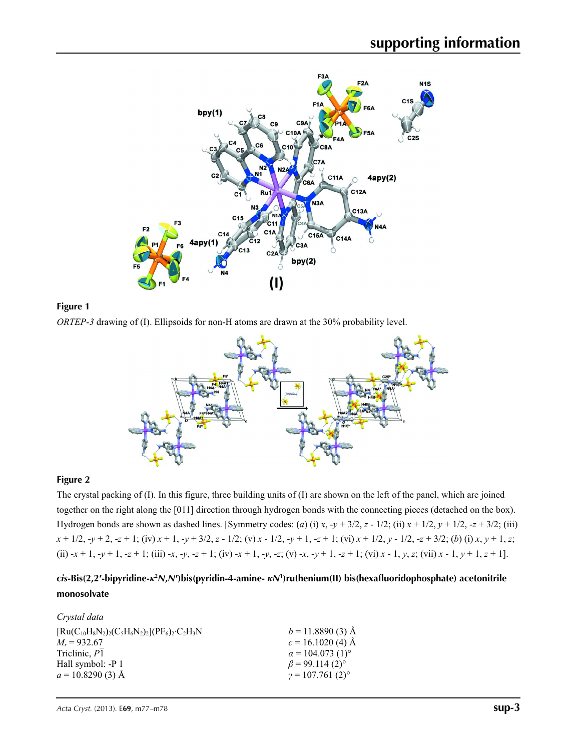**Figure 1**

*ORTEP-3* drawing of (I). Ellipsoids for non-H atoms are drawn at the 30% probability level.

**Figure 2**

The crystal packing of (I). In this figure, three building units of (I) are shown on the left of the panel, which are joined together on the right along the [011] direction through hydrogen bonds with the connecting pieces (detached on the box). Hydrogen bonds are shown as dashed lines. [Symmetry codes: (*a*) (i) *x*, -*y* + 3/2, *z* - 1/2; (ii) *x* + 1/2, *y* + 1/2, -*z* + 3/2; (iii) *x* + 1/2, -*y* + 2, -*z* + 1; (iv) *x* + 1, -*y* + 3/2, *z* - 1/2; (v) *x* - 1/2, -*y* + 1, -*z* + 1; (vi) *x* + 1/2, *y* - 1/2, -*z* + 3/2; (*b*) (i) *x*, *y* + 1, *z*; (ii) -*x* + 1, -*y* + 1, -*z* + 1; (iii) -*x*, -*y*, -*z* + 1; (iv) -*x* + 1, -*y*, -*z*; (v) -*x*, -*y* + 1, -*z* + 1; (vi) *x* - 1, *y*, *z*; (vii) *x* - 1, *y* + 1, *z* + 1].

### *cis*-Bis(2,2′-bipyridine-$\kappa^2N,N'$)bis(pyridin-4-amine- $\kappa N^1$)ruthenium(II) bis(hexafluoridophosphate) acetonitrile monosolvate

*Crystal data*

| | |
|---|---|
| $[Ru(C_{10}H_8N_2)_2(C_5H_6N_2)_2](PF_6)_2 \cdot C_2H_3N$ | $b$ = 11.8890 (3) Å |
| $M_r$ = 932.67 | $c$ = 16.1020 (4) Å |
| Triclinic, $P\overline{1}$ | $\alpha$ = 104.073 (1)° |
| Hall symbol: -P 1 | $\beta$ = 99.114 (2)° |
| $a$ = 10.8290 (3) Å | $\gamma$ = 107.761 (2)° |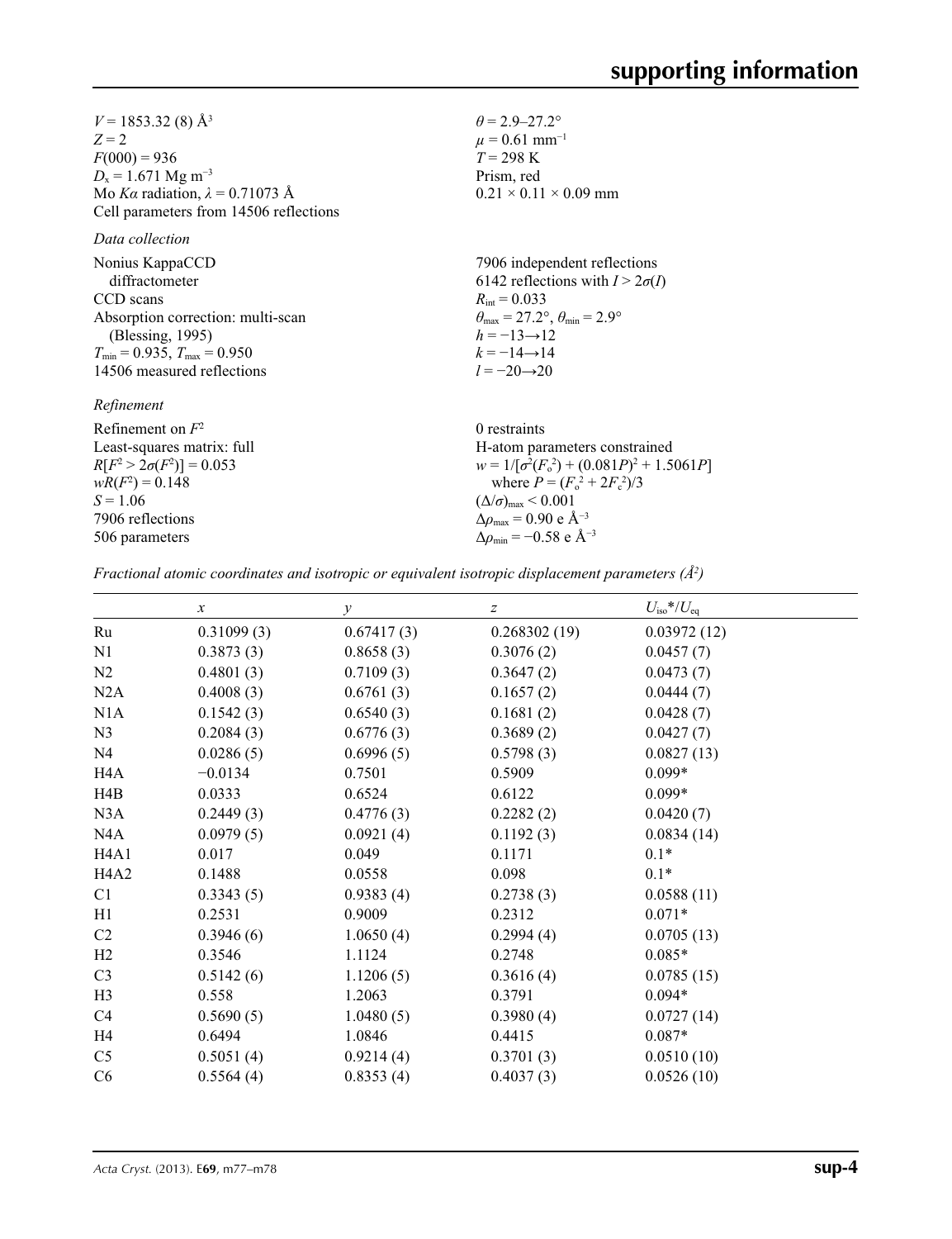$V = 1853.32$ (8) Å$^3$
$Z = 2$
$F(000) = 936$
$D_x = 1.671$ Mg m$^{-3}$
Mo $K\alpha$ radiation, $\lambda = 0.71073$ Å
Cell parameters from 14506 reflections
$\theta = 2.9$–$27.2°$
$\mu = 0.61$ mm$^{-1}$
$T = 298$ K
Prism, red
$0.21 \times 0.11 \times 0.09$ mm

*Data collection*

Nonius KappaCCD diffractometer
CCD scans
Absorption correction: multi-scan (Blessing, 1995)
$T_{min} = 0.935$, $T_{max} = 0.950$
14506 measured reflections
7906 independent reflections
6142 reflections with $I > 2\sigma(I)$
$R_{int} = 0.033$
$\theta_{max} = 27.2°$, $\theta_{min} = 2.9°$
$h = -13 \rightarrow 12$
$k = -14 \rightarrow 14$
$l = -20 \rightarrow 20$

*Refinement*

Refinement on $F^2$
Least-squares matrix: full
$R[F^2 > 2\sigma(F^2)] = 0.053$
$wR(F^2) = 0.148$
$S = 1.06$
7906 reflections
506 parameters
0 restraints
H-atom parameters constrained
$w = 1/[\sigma^2(F_o^2) + (0.081P)^2 + 1.5061P]$ where $P = (F_o^2 + 2F_c^2)/3$
$(\Delta/\sigma)_{max} < 0.001$
$\Delta\rho_{max} = 0.90$ e Å$^{-3}$
$\Delta\rho_{min} = -0.58$ e Å$^{-3}$

*Fractional atomic coordinates and isotropic or equivalent isotropic displacement parameters (Å$^2$)*

| | $x$ | $y$ | $z$ | $U_{iso}$*/$U_{eq}$ |
|---|---|---|---|---|
| Ru | 0.31099 (3) | 0.67417 (3) | 0.268302 (19) | 0.03972 (12) |
| N1 | 0.3873 (3) | 0.8658 (3) | 0.3076 (2) | 0.0457 (7) |
| N2 | 0.4801 (3) | 0.7109 (3) | 0.3647 (2) | 0.0473 (7) |
| N2A | 0.4008 (3) | 0.6761 (3) | 0.1657 (2) | 0.0444 (7) |
| N1A | 0.1542 (3) | 0.6540 (3) | 0.1681 (2) | 0.0428 (7) |
| N3 | 0.2084 (3) | 0.6776 (3) | 0.3689 (2) | 0.0427 (7) |
| N4 | 0.0286 (5) | 0.6996 (5) | 0.5798 (3) | 0.0827 (13) |
| H4A | −0.0134 | 0.7501 | 0.5909 | 0.099* |
| H4B | 0.0333 | 0.6524 | 0.6122 | 0.099* |
| N3A | 0.2449 (3) | 0.4776 (3) | 0.2282 (2) | 0.0420 (7) |
| N4A | 0.0979 (5) | 0.0921 (4) | 0.1192 (3) | 0.0834 (14) |
| H4A1 | 0.017 | 0.049 | 0.1171 | 0.1* |
| H4A2 | 0.1488 | 0.0558 | 0.098 | 0.1* |
| C1 | 0.3343 (5) | 0.9383 (4) | 0.2738 (3) | 0.0588 (11) |
| H1 | 0.2531 | 0.9009 | 0.2312 | 0.071* |
| C2 | 0.3946 (6) | 1.0650 (4) | 0.2994 (4) | 0.0705 (13) |
| H2 | 0.3546 | 1.1124 | 0.2748 | 0.085* |
| C3 | 0.5142 (6) | 1.1206 (5) | 0.3616 (4) | 0.0785 (15) |
| H3 | 0.558 | 1.2063 | 0.3791 | 0.094* |
| C4 | 0.5690 (5) | 1.0480 (5) | 0.3980 (4) | 0.0727 (14) |
| H4 | 0.6494 | 1.0846 | 0.4415 | 0.087* |
| C5 | 0.5051 (4) | 0.9214 (4) | 0.3701 (3) | 0.0510 (10) |
| C6 | 0.5564 (4) | 0.8353 (4) | 0.4037 (3) | 0.0526 (10) |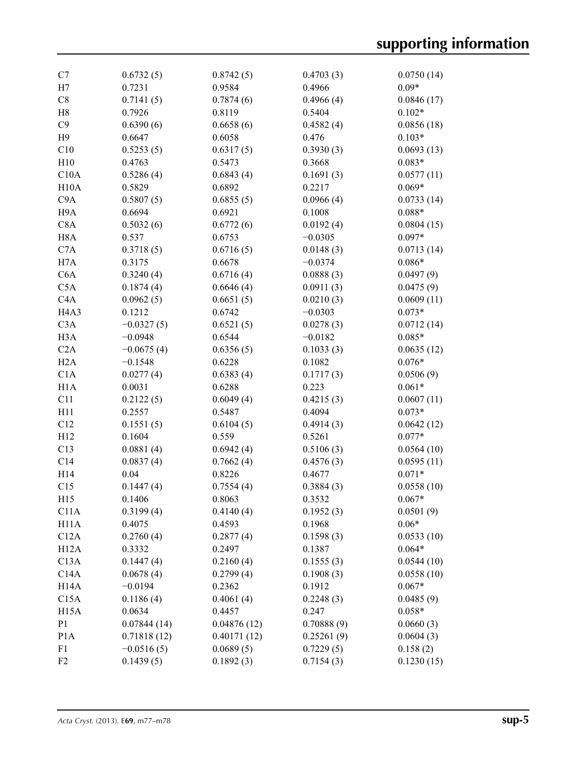| | | | | |
|---|---|---|---|---|
| C7 | 0.6732 (5) | 0.8742 (5) | 0.4703 (3) | 0.0750 (14) |
| H7 | 0.7231 | 0.9584 | 0.4966 | 0.09* |
| C8 | 0.7141 (5) | 0.7874 (6) | 0.4966 (4) | 0.0846 (17) |
| H8 | 0.7926 | 0.8119 | 0.5404 | 0.102* |
| C9 | 0.6390 (6) | 0.6658 (6) | 0.4582 (4) | 0.0856 (18) |
| H9 | 0.6647 | 0.6058 | 0.476 | 0.103* |
| C10 | 0.5253 (5) | 0.6317 (5) | 0.3930 (3) | 0.0693 (13) |
| H10 | 0.4763 | 0.5473 | 0.3668 | 0.083* |
| C10A | 0.5286 (4) | 0.6843 (4) | 0.1691 (3) | 0.0577 (11) |
| H10A | 0.5829 | 0.6892 | 0.2217 | 0.069* |
| C9A | 0.5807 (5) | 0.6855 (5) | 0.0966 (4) | 0.0733 (14) |
| H9A | 0.6694 | 0.6921 | 0.1008 | 0.088* |
| C8A | 0.5032 (6) | 0.6772 (6) | 0.0192 (4) | 0.0804 (15) |
| H8A | 0.537 | 0.6753 | −0.0305 | 0.097* |
| C7A | 0.3718 (5) | 0.6716 (5) | 0.0148 (3) | 0.0713 (14) |
| H7A | 0.3175 | 0.6678 | −0.0374 | 0.086* |
| C6A | 0.3240 (4) | 0.6716 (4) | 0.0888 (3) | 0.0497 (9) |
| C5A | 0.1874 (4) | 0.6646 (4) | 0.0911 (3) | 0.0475 (9) |
| C4A | 0.0962 (5) | 0.6651 (5) | 0.0210 (3) | 0.0609 (11) |
| H4A3 | 0.1212 | 0.6742 | −0.0303 | 0.073* |
| C3A | −0.0327 (5) | 0.6521 (5) | 0.0278 (3) | 0.0712 (14) |
| H3A | −0.0948 | 0.6544 | −0.0182 | 0.085* |
| C2A | −0.0675 (4) | 0.6356 (5) | 0.1033 (3) | 0.0635 (12) |
| H2A | −0.1548 | 0.6228 | 0.1082 | 0.076* |
| C1A | 0.0277 (4) | 0.6383 (4) | 0.1717 (3) | 0.0506 (9) |
| H1A | 0.0031 | 0.6288 | 0.223 | 0.061* |
| C11 | 0.2122 (5) | 0.6049 (4) | 0.4215 (3) | 0.0607 (11) |
| H11 | 0.2557 | 0.5487 | 0.4094 | 0.073* |
| C12 | 0.1551 (5) | 0.6104 (5) | 0.4914 (3) | 0.0642 (12) |
| H12 | 0.1604 | 0.559 | 0.5261 | 0.077* |
| C13 | 0.0881 (4) | 0.6942 (4) | 0.5106 (3) | 0.0564 (10) |
| C14 | 0.0837 (4) | 0.7662 (4) | 0.4576 (3) | 0.0595 (11) |
| H14 | 0.04 | 0.8226 | 0.4677 | 0.071* |
| C15 | 0.1447 (4) | 0.7554 (4) | 0.3884 (3) | 0.0558 (10) |
| H15 | 0.1406 | 0.8063 | 0.3532 | 0.067* |
| C11A | 0.3199 (4) | 0.4140 (4) | 0.1952 (3) | 0.0501 (9) |
| H11A | 0.4075 | 0.4593 | 0.1968 | 0.06* |
| C12A | 0.2760 (4) | 0.2877 (4) | 0.1598 (3) | 0.0533 (10) |
| H12A | 0.3332 | 0.2497 | 0.1387 | 0.064* |
| C13A | 0.1447 (4) | 0.2160 (4) | 0.1555 (3) | 0.0544 (10) |
| C14A | 0.0678 (4) | 0.2799 (4) | 0.1908 (3) | 0.0558 (10) |
| H14A | −0.0194 | 0.2362 | 0.1912 | 0.067* |
| C15A | 0.1186 (4) | 0.4061 (4) | 0.2248 (3) | 0.0485 (9) |
| H15A | 0.0634 | 0.4457 | 0.247 | 0.058* |
| P1 | 0.07844 (14) | 0.04876 (12) | 0.70888 (9) | 0.0660 (3) |
| P1A | 0.71818 (12) | 0.40171 (12) | 0.25261 (9) | 0.0604 (3) |
| F1 | −0.0516 (5) | 0.0689 (5) | 0.7229 (5) | 0.158 (2) |
| F2 | 0.1439 (5) | 0.1892 (3) | 0.7154 (3) | 0.1230 (15) |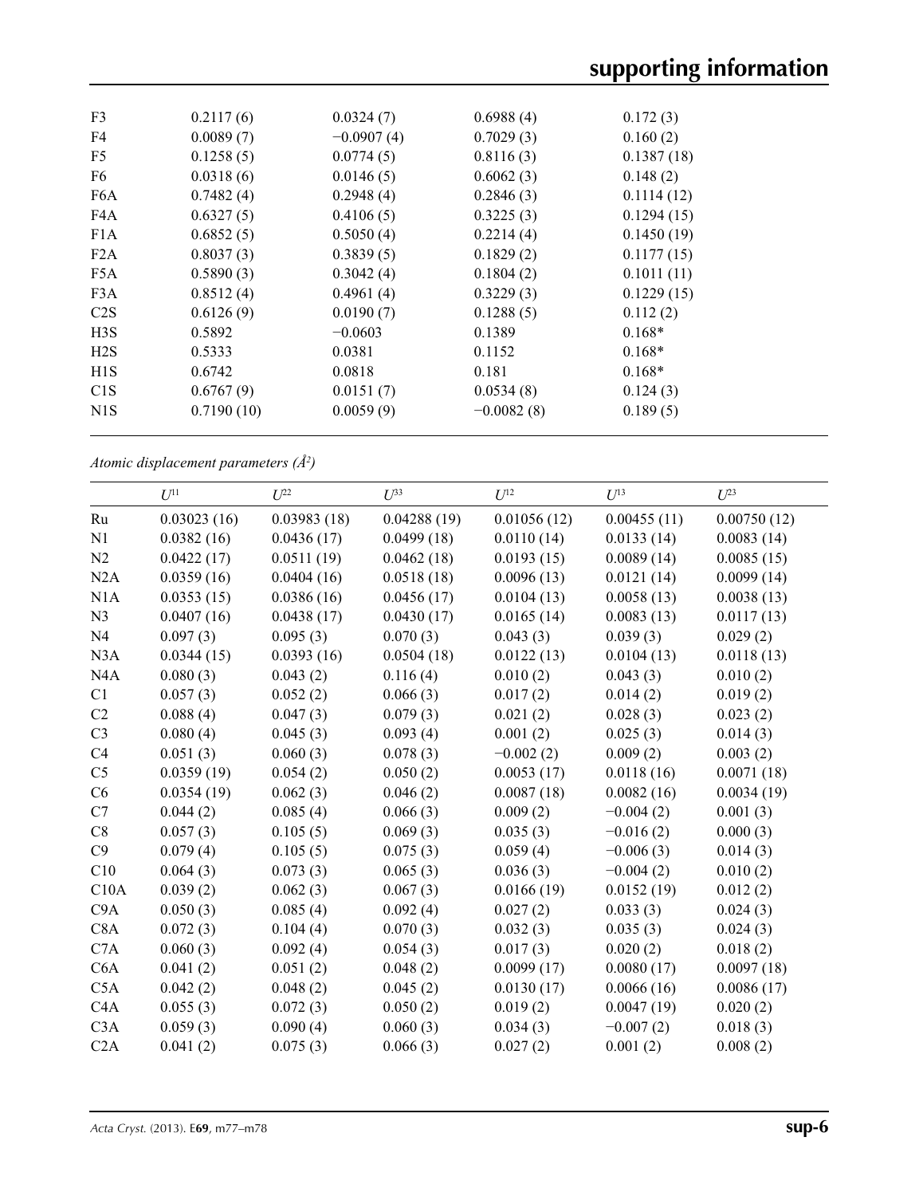| | | | | |
|---|---|---|---|---|
| F3 | 0.2117 (6) | 0.0324 (7) | 0.6988 (4) | 0.172 (3) |
| F4 | 0.0089 (7) | −0.0907 (4) | 0.7029 (3) | 0.160 (2) |
| F5 | 0.1258 (5) | 0.0774 (5) | 0.8116 (3) | 0.1387 (18) |
| F6 | 0.0318 (6) | 0.0146 (5) | 0.6062 (3) | 0.148 (2) |
| F6A | 0.7482 (4) | 0.2948 (4) | 0.2846 (3) | 0.1114 (12) |
| F4A | 0.6327 (5) | 0.4106 (5) | 0.3225 (3) | 0.1294 (15) |
| F1A | 0.6852 (5) | 0.5050 (4) | 0.2214 (4) | 0.1450 (19) |
| F2A | 0.8037 (3) | 0.3839 (5) | 0.1829 (2) | 0.1177 (15) |
| F5A | 0.5890 (3) | 0.3042 (4) | 0.1804 (2) | 0.1011 (11) |
| F3A | 0.8512 (4) | 0.4961 (4) | 0.3229 (3) | 0.1229 (15) |
| C2S | 0.6126 (9) | 0.0190 (7) | 0.1288 (5) | 0.112 (2) |
| H3S | 0.5892 | −0.0603 | 0.1389 | 0.168* |
| H2S | 0.5333 | 0.0381 | 0.1152 | 0.168* |
| H1S | 0.6742 | 0.0818 | 0.181 | 0.168* |
| C1S | 0.6767 (9) | 0.0151 (7) | 0.0534 (8) | 0.124 (3) |
| N1S | 0.7190 (10) | 0.0059 (9) | −0.0082 (8) | 0.189 (5) |

*Atomic displacement parameters (Å²)*

| | $U^{11}$ | $U^{22}$ | $U^{33}$ | $U^{12}$ | $U^{13}$ | $U^{23}$ |
|---|---|---|---|---|---|---|
| Ru | 0.03023 (16) | 0.03983 (18) | 0.04288 (19) | 0.01056 (12) | 0.00455 (11) | 0.00750 (12) |
| N1 | 0.0382 (16) | 0.0436 (17) | 0.0499 (18) | 0.0110 (14) | 0.0133 (14) | 0.0083 (14) |
| N2 | 0.0422 (17) | 0.0511 (19) | 0.0462 (18) | 0.0193 (15) | 0.0089 (14) | 0.0085 (15) |
| N2A | 0.0359 (16) | 0.0404 (16) | 0.0518 (18) | 0.0096 (13) | 0.0121 (14) | 0.0099 (14) |
| N1A | 0.0353 (15) | 0.0386 (16) | 0.0456 (17) | 0.0104 (13) | 0.0058 (13) | 0.0038 (13) |
| N3 | 0.0407 (16) | 0.0438 (17) | 0.0430 (17) | 0.0165 (14) | 0.0083 (13) | 0.0117 (13) |
| N4 | 0.097 (3) | 0.095 (3) | 0.070 (3) | 0.043 (3) | 0.039 (3) | 0.029 (2) |
| N3A | 0.0344 (15) | 0.0393 (16) | 0.0504 (18) | 0.0122 (13) | 0.0104 (13) | 0.0118 (13) |
| N4A | 0.080 (3) | 0.043 (2) | 0.116 (4) | 0.010 (2) | 0.043 (3) | 0.010 (2) |
| C1 | 0.057 (3) | 0.052 (2) | 0.066 (3) | 0.017 (2) | 0.014 (2) | 0.019 (2) |
| C2 | 0.088 (4) | 0.047 (3) | 0.079 (3) | 0.021 (2) | 0.028 (3) | 0.023 (2) |
| C3 | 0.080 (4) | 0.045 (3) | 0.093 (4) | 0.001 (2) | 0.025 (3) | 0.014 (3) |
| C4 | 0.051 (3) | 0.060 (3) | 0.078 (3) | −0.002 (2) | 0.009 (2) | 0.003 (2) |
| C5 | 0.0359 (19) | 0.054 (2) | 0.050 (2) | 0.0053 (17) | 0.0118 (16) | 0.0071 (18) |
| C6 | 0.0354 (19) | 0.062 (3) | 0.046 (2) | 0.0087 (18) | 0.0082 (16) | 0.0034 (19) |
| C7 | 0.044 (2) | 0.085 (4) | 0.066 (3) | 0.009 (2) | −0.004 (2) | 0.001 (3) |
| C8 | 0.057 (3) | 0.105 (5) | 0.069 (3) | 0.035 (3) | −0.016 (2) | 0.000 (3) |
| C9 | 0.079 (4) | 0.105 (5) | 0.075 (3) | 0.059 (4) | −0.006 (3) | 0.014 (3) |
| C10 | 0.064 (3) | 0.073 (3) | 0.065 (3) | 0.036 (3) | −0.004 (2) | 0.010 (2) |
| C10A | 0.039 (2) | 0.062 (3) | 0.067 (3) | 0.0166 (19) | 0.0152 (19) | 0.012 (2) |
| C9A | 0.050 (3) | 0.085 (4) | 0.092 (4) | 0.027 (2) | 0.033 (3) | 0.024 (3) |
| C8A | 0.072 (3) | 0.104 (4) | 0.070 (3) | 0.032 (3) | 0.035 (3) | 0.024 (3) |
| C7A | 0.060 (3) | 0.092 (4) | 0.054 (3) | 0.017 (3) | 0.020 (2) | 0.018 (2) |
| C6A | 0.041 (2) | 0.051 (2) | 0.048 (2) | 0.0099 (17) | 0.0080 (17) | 0.0097 (18) |
| C5A | 0.042 (2) | 0.048 (2) | 0.045 (2) | 0.0130 (17) | 0.0066 (16) | 0.0086 (17) |
| C4A | 0.055 (3) | 0.072 (3) | 0.050 (2) | 0.019 (2) | 0.0047 (19) | 0.020 (2) |
| C3A | 0.059 (3) | 0.090 (4) | 0.060 (3) | 0.034 (3) | −0.007 (2) | 0.018 (3) |
| C2A | 0.041 (2) | 0.075 (3) | 0.066 (3) | 0.027 (2) | 0.001 (2) | 0.008 (2) |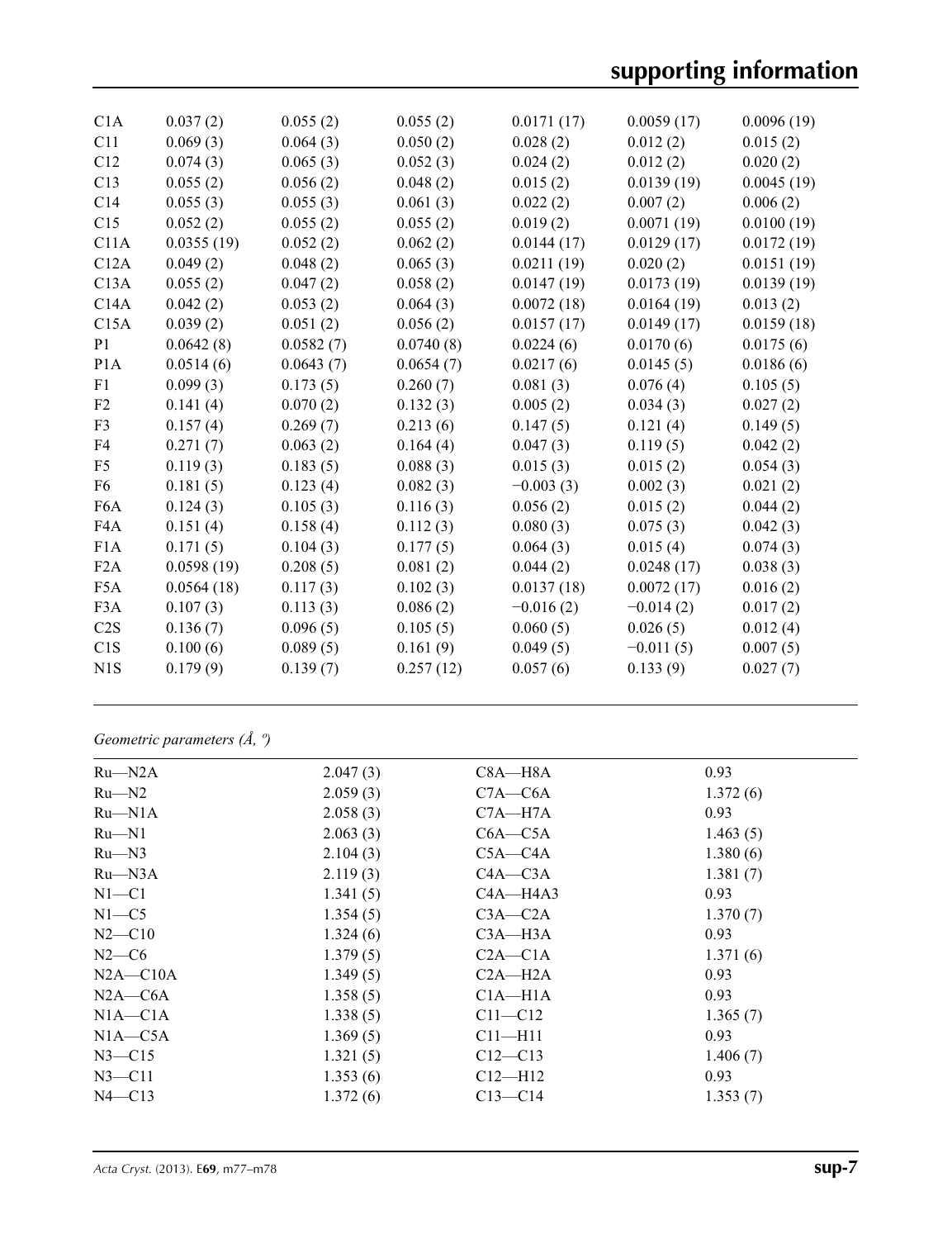| | | | | | | |
|---|---|---|---|---|---|---|
| C1A | 0.037 (2) | 0.055 (2) | 0.055 (2) | 0.0171 (17) | 0.0059 (17) | 0.0096 (19) |
| C11 | 0.069 (3) | 0.064 (3) | 0.050 (2) | 0.028 (2) | 0.012 (2) | 0.015 (2) |
| C12 | 0.074 (3) | 0.065 (3) | 0.052 (3) | 0.024 (2) | 0.012 (2) | 0.020 (2) |
| C13 | 0.055 (2) | 0.056 (2) | 0.048 (2) | 0.015 (2) | 0.0139 (19) | 0.0045 (19) |
| C14 | 0.055 (3) | 0.055 (3) | 0.061 (3) | 0.022 (2) | 0.007 (2) | 0.006 (2) |
| C15 | 0.052 (2) | 0.055 (2) | 0.055 (2) | 0.019 (2) | 0.0071 (19) | 0.0100 (19) |
| C11A | 0.0355 (19) | 0.052 (2) | 0.062 (2) | 0.0144 (17) | 0.0129 (17) | 0.0172 (19) |
| C12A | 0.049 (2) | 0.048 (2) | 0.065 (3) | 0.0211 (19) | 0.020 (2) | 0.0151 (19) |
| C13A | 0.055 (2) | 0.047 (2) | 0.058 (2) | 0.0147 (19) | 0.0173 (19) | 0.0139 (19) |
| C14A | 0.042 (2) | 0.053 (2) | 0.064 (3) | 0.0072 (18) | 0.0164 (19) | 0.013 (2) |
| C15A | 0.039 (2) | 0.051 (2) | 0.056 (2) | 0.0157 (17) | 0.0149 (17) | 0.0159 (18) |
| P1 | 0.0642 (8) | 0.0582 (7) | 0.0740 (8) | 0.0224 (6) | 0.0170 (6) | 0.0175 (6) |
| P1A | 0.0514 (6) | 0.0643 (7) | 0.0654 (7) | 0.0217 (6) | 0.0145 (5) | 0.0186 (6) |
| F1 | 0.099 (3) | 0.173 (5) | 0.260 (7) | 0.081 (3) | 0.076 (4) | 0.105 (5) |
| F2 | 0.141 (4) | 0.070 (2) | 0.132 (3) | 0.005 (2) | 0.034 (3) | 0.027 (2) |
| F3 | 0.157 (4) | 0.269 (7) | 0.213 (6) | 0.147 (5) | 0.121 (4) | 0.149 (5) |
| F4 | 0.271 (7) | 0.063 (2) | 0.164 (4) | 0.047 (3) | 0.119 (5) | 0.042 (2) |
| F5 | 0.119 (3) | 0.183 (5) | 0.088 (3) | 0.015 (3) | 0.015 (2) | 0.054 (3) |
| F6 | 0.181 (5) | 0.123 (4) | 0.082 (3) | −0.003 (3) | 0.002 (3) | 0.021 (2) |
| F6A | 0.124 (3) | 0.105 (3) | 0.116 (3) | 0.056 (2) | 0.015 (2) | 0.044 (2) |
| F4A | 0.151 (4) | 0.158 (4) | 0.112 (3) | 0.080 (3) | 0.075 (3) | 0.042 (3) |
| F1A | 0.171 (5) | 0.104 (3) | 0.177 (5) | 0.064 (3) | 0.015 (4) | 0.074 (3) |
| F2A | 0.0598 (19) | 0.208 (5) | 0.081 (2) | 0.044 (2) | 0.0248 (17) | 0.038 (3) |
| F5A | 0.0564 (18) | 0.117 (3) | 0.102 (3) | 0.0137 (18) | 0.0072 (17) | 0.016 (2) |
| F3A | 0.107 (3) | 0.113 (3) | 0.086 (2) | −0.016 (2) | −0.014 (2) | 0.017 (2) |
| C2S | 0.136 (7) | 0.096 (5) | 0.105 (5) | 0.060 (5) | 0.026 (5) | 0.012 (4) |
| C1S | 0.100 (6) | 0.089 (5) | 0.161 (9) | 0.049 (5) | −0.011 (5) | 0.007 (5) |
| N1S | 0.179 (9) | 0.139 (7) | 0.257 (12) | 0.057 (6) | 0.133 (9) | 0.027 (7) |

*Geometric parameters (Å, º)*

| | | | |
|---|---|---|---|
| Ru—N2A | 2.047 (3) | C8A—H8A | 0.93 |
| Ru—N2 | 2.059 (3) | C7A—C6A | 1.372 (6) |
| Ru—N1A | 2.058 (3) | C7A—H7A | 0.93 |
| Ru—N1 | 2.063 (3) | C6A—C5A | 1.463 (5) |
| Ru—N3 | 2.104 (3) | C5A—C4A | 1.380 (6) |
| Ru—N3A | 2.119 (3) | C4A—C3A | 1.381 (7) |
| N1—C1 | 1.341 (5) | C4A—H4A3 | 0.93 |
| N1—C5 | 1.354 (5) | C3A—C2A | 1.370 (7) |
| N2—C10 | 1.324 (6) | C3A—H3A | 0.93 |
| N2—C6 | 1.379 (5) | C2A—C1A | 1.371 (6) |
| N2A—C10A | 1.349 (5) | C2A—H2A | 0.93 |
| N2A—C6A | 1.358 (5) | C1A—H1A | 0.93 |
| N1A—C1A | 1.338 (5) | C11—C12 | 1.365 (7) |
| N1A—C5A | 1.369 (5) | C11—H11 | 0.93 |
| N3—C15 | 1.321 (5) | C12—C13 | 1.406 (7) |
| N3—C11 | 1.353 (6) | C12—H12 | 0.93 |
| N4—C13 | 1.372 (6) | C13—C14 | 1.353 (7) |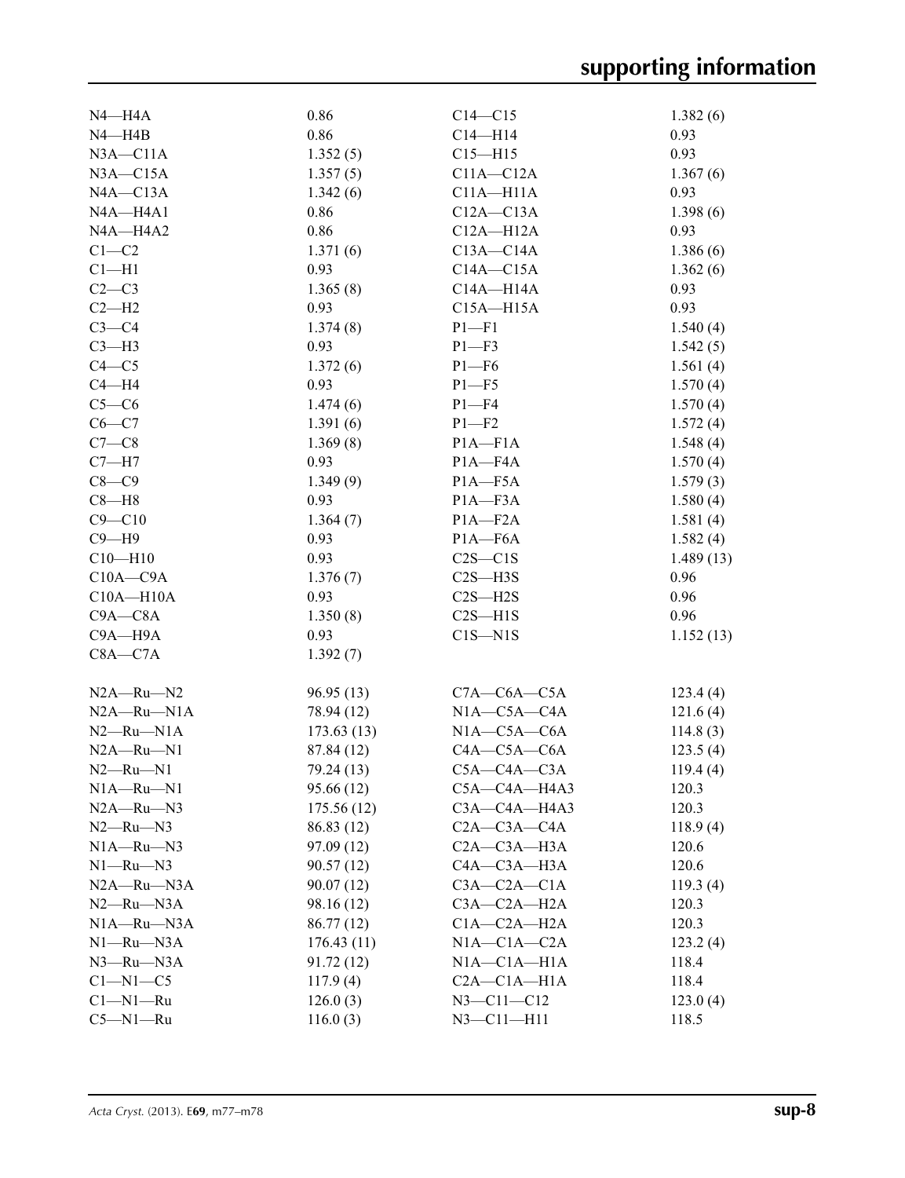| | | | |
|---|---|---|---|
| N4—H4A | 0.86 | C14—C15 | 1.382 (6) |
| N4—H4B | 0.86 | C14—H14 | 0.93 |
| N3A—C11A | 1.352 (5) | C15—H15 | 0.93 |
| N3A—C15A | 1.357 (5) | C11A—C12A | 1.367 (6) |
| N4A—C13A | 1.342 (6) | C11A—H11A | 0.93 |
| N4A—H4A1 | 0.86 | C12A—C13A | 1.398 (6) |
| N4A—H4A2 | 0.86 | C12A—H12A | 0.93 |
| C1—C2 | 1.371 (6) | C13A—C14A | 1.386 (6) |
| C1—H1 | 0.93 | C14A—C15A | 1.362 (6) |
| C2—C3 | 1.365 (8) | C14A—H14A | 0.93 |
| C2—H2 | 0.93 | C15A—H15A | 0.93 |
| C3—C4 | 1.374 (8) | P1—F1 | 1.540 (4) |
| C3—H3 | 0.93 | P1—F3 | 1.542 (5) |
| C4—C5 | 1.372 (6) | P1—F6 | 1.561 (4) |
| C4—H4 | 0.93 | P1—F5 | 1.570 (4) |
| C5—C6 | 1.474 (6) | P1—F4 | 1.570 (4) |
| C6—C7 | 1.391 (6) | P1—F2 | 1.572 (4) |
| C7—C8 | 1.369 (8) | P1A—F1A | 1.548 (4) |
| C7—H7 | 0.93 | P1A—F4A | 1.570 (4) |
| C8—C9 | 1.349 (9) | P1A—F5A | 1.579 (3) |
| C8—H8 | 0.93 | P1A—F3A | 1.580 (4) |
| C9—C10 | 1.364 (7) | P1A—F2A | 1.581 (4) |
| C9—H9 | 0.93 | P1A—F6A | 1.582 (4) |
| C10—H10 | 0.93 | C2S—C1S | 1.489 (13) |
| C10A—C9A | 1.376 (7) | C2S—H3S | 0.96 |
| C10A—H10A | 0.93 | C2S—H2S | 0.96 |
| C9A—C8A | 1.350 (8) | C2S—H1S | 0.96 |
| C9A—H9A | 0.93 | C1S—N1S | 1.152 (13) |
| C8A—C7A | 1.392 (7) | | |

| | | | |
|---|---|---|---|
| N2A—Ru—N2 | 96.95 (13) | C7A—C6A—C5A | 123.4 (4) |
| N2A—Ru—N1A | 78.94 (12) | N1A—C5A—C4A | 121.6 (4) |
| N2—Ru—N1A | 173.63 (13) | N1A—C5A—C6A | 114.8 (3) |
| N2A—Ru—N1 | 87.84 (12) | C4A—C5A—C6A | 123.5 (4) |
| N2—Ru—N1 | 79.24 (13) | C5A—C4A—C3A | 119.4 (4) |
| N1A—Ru—N1 | 95.66 (12) | C5A—C4A—H4A3 | 120.3 |
| N2A—Ru—N3 | 175.56 (12) | C3A—C4A—H4A3 | 120.3 |
| N2—Ru—N3 | 86.83 (12) | C2A—C3A—C4A | 118.9 (4) |
| N1A—Ru—N3 | 97.09 (12) | C2A—C3A—H3A | 120.6 |
| N1—Ru—N3 | 90.57 (12) | C4A—C3A—H3A | 120.6 |
| N2A—Ru—N3A | 90.07 (12) | C3A—C2A—C1A | 119.3 (4) |
| N2—Ru—N3A | 98.16 (12) | C3A—C2A—H2A | 120.3 |
| N1A—Ru—N3A | 86.77 (12) | C1A—C2A—H2A | 120.3 |
| N1—Ru—N3A | 176.43 (11) | N1A—C1A—C2A | 123.2 (4) |
| N3—Ru—N3A | 91.72 (12) | N1A—C1A—H1A | 118.4 |
| C1—N1—C5 | 117.9 (4) | C2A—C1A—H1A | 118.4 |
| C1—N1—Ru | 126.0 (3) | N3—C11—C12 | 123.0 (4) |
| C5—N1—Ru | 116.0 (3) | N3—C11—H11 | 118.5 |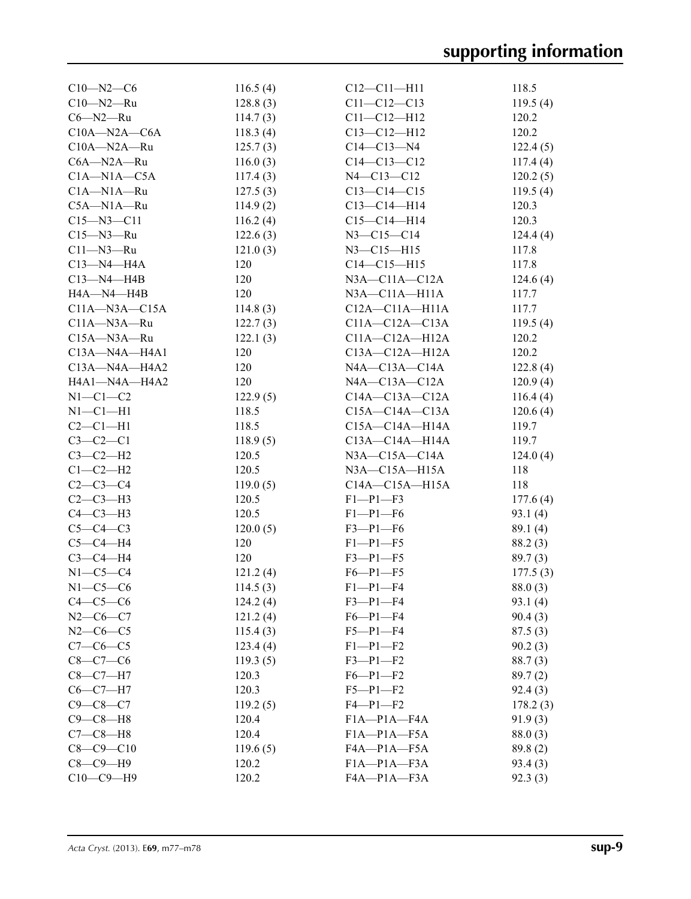| | | | |
|---|---|---|---|
| C10—N2—C6 | 116.5 (4) | C12—C11—H11 | 118.5 |
| C10—N2—Ru | 128.8 (3) | C11—C12—C13 | 119.5 (4) |
| C6—N2—Ru | 114.7 (3) | C11—C12—H12 | 120.2 |
| C10A—N2A—C6A | 118.3 (4) | C13—C12—H12 | 120.2 |
| C10A—N2A—Ru | 125.7 (3) | C14—C13—N4 | 122.4 (5) |
| C6A—N2A—Ru | 116.0 (3) | C14—C13—C12 | 117.4 (4) |
| C1A—N1A—C5A | 117.4 (3) | N4—C13—C12 | 120.2 (5) |
| C1A—N1A—Ru | 127.5 (3) | C13—C14—C15 | 119.5 (4) |
| C5A—N1A—Ru | 114.9 (2) | C13—C14—H14 | 120.3 |
| C15—N3—C11 | 116.2 (4) | C15—C14—H14 | 120.3 |
| C15—N3—Ru | 122.6 (3) | N3—C15—C14 | 124.4 (4) |
| C11—N3—Ru | 121.0 (3) | N3—C15—H15 | 117.8 |
| C13—N4—H4A | 120 | C14—C15—H15 | 117.8 |
| C13—N4—H4B | 120 | N3A—C11A—C12A | 124.6 (4) |
| H4A—N4—H4B | 120 | N3A—C11A—H11A | 117.7 |
| C11A—N3A—C15A | 114.8 (3) | C12A—C11A—H11A | 117.7 |
| C11A—N3A—Ru | 122.7 (3) | C11A—C12A—C13A | 119.5 (4) |
| C15A—N3A—Ru | 122.1 (3) | C11A—C12A—H12A | 120.2 |
| C13A—N4A—H4A1 | 120 | C13A—C12A—H12A | 120.2 |
| C13A—N4A—H4A2 | 120 | N4A—C13A—C14A | 122.8 (4) |
| H4A1—N4A—H4A2 | 120 | N4A—C13A—C12A | 120.9 (4) |
| N1—C1—C2 | 122.9 (5) | C14A—C13A—C12A | 116.4 (4) |
| N1—C1—H1 | 118.5 | C15A—C14A—C13A | 120.6 (4) |
| C2—C1—H1 | 118.5 | C15A—C14A—H14A | 119.7 |
| C3—C2—C1 | 118.9 (5) | C13A—C14A—H14A | 119.7 |
| C3—C2—H2 | 120.5 | N3A—C15A—C14A | 124.0 (4) |
| C1—C2—H2 | 120.5 | N3A—C15A—H15A | 118 |
| C2—C3—C4 | 119.0 (5) | C14A—C15A—H15A | 118 |
| C2—C3—H3 | 120.5 | F1—P1—F3 | 177.6 (4) |
| C4—C3—H3 | 120.5 | F1—P1—F6 | 93.1 (4) |
| C5—C4—C3 | 120.0 (5) | F3—P1—F6 | 89.1 (4) |
| C5—C4—H4 | 120 | F1—P1—F5 | 88.2 (3) |
| C3—C4—H4 | 120 | F3—P1—F5 | 89.7 (3) |
| N1—C5—C4 | 121.2 (4) | F6—P1—F5 | 177.5 (3) |
| N1—C5—C6 | 114.5 (3) | F1—P1—F4 | 88.0 (3) |
| C4—C5—C6 | 124.2 (4) | F3—P1—F4 | 93.1 (4) |
| N2—C6—C7 | 121.2 (4) | F6—P1—F4 | 90.4 (3) |
| N2—C6—C5 | 115.4 (3) | F5—P1—F4 | 87.5 (3) |
| C7—C6—C5 | 123.4 (4) | F1—P1—F2 | 90.2 (3) |
| C8—C7—C6 | 119.3 (5) | F3—P1—F2 | 88.7 (3) |
| C8—C7—H7 | 120.3 | F6—P1—F2 | 89.7 (2) |
| C6—C7—H7 | 120.3 | F5—P1—F2 | 92.4 (3) |
| C9—C8—C7 | 119.2 (5) | F4—P1—F2 | 178.2 (3) |
| C9—C8—H8 | 120.4 | F1A—P1A—F4A | 91.9 (3) |
| C7—C8—H8 | 120.4 | F1A—P1A—F5A | 88.0 (3) |
| C8—C9—C10 | 119.6 (5) | F4A—P1A—F5A | 89.8 (2) |
| C8—C9—H9 | 120.2 | F1A—P1A—F3A | 93.4 (3) |
| C10—C9—H9 | 120.2 | F4A—P1A—F3A | 92.3 (3) |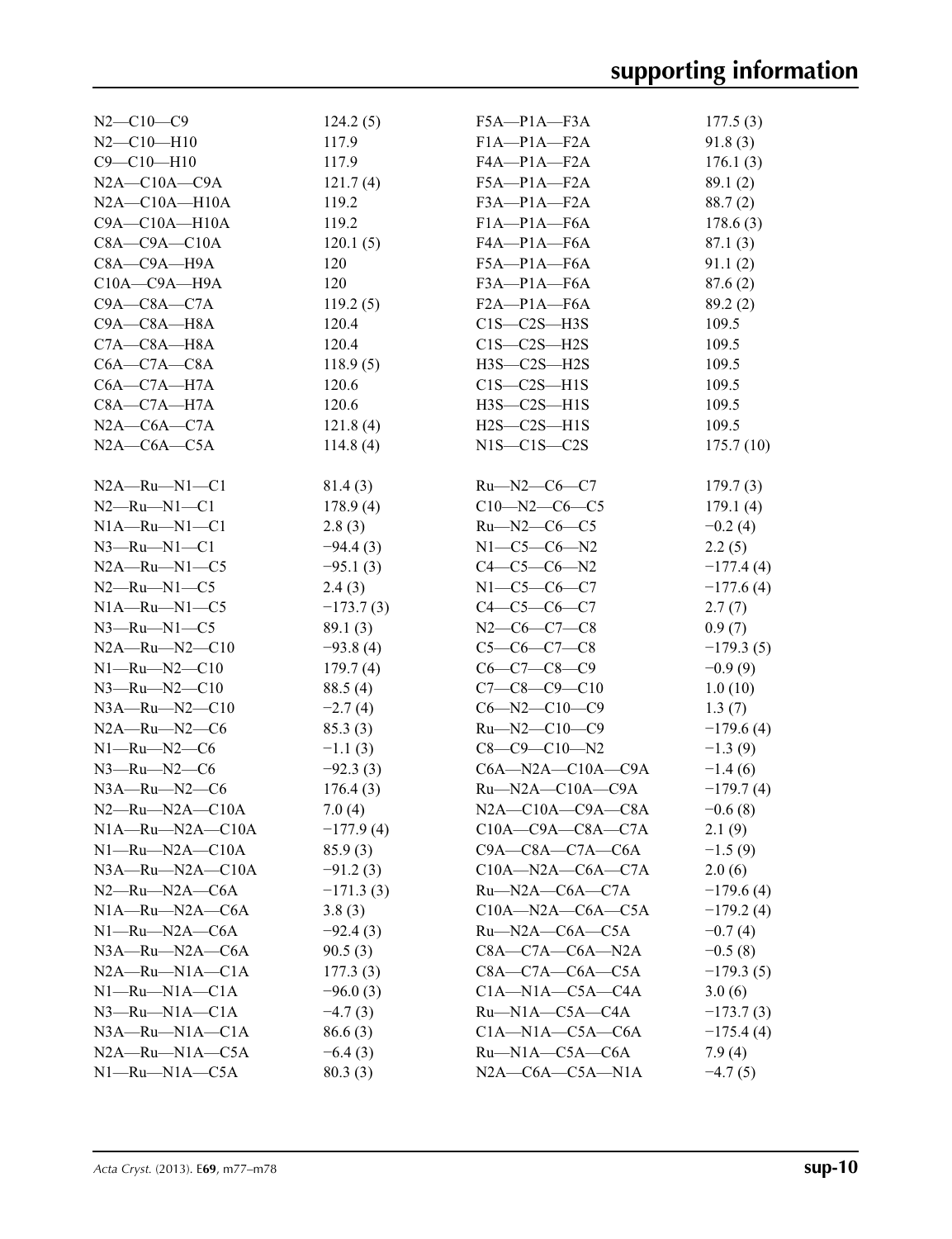| | | | |
|---|---|---|---|
| N2—C10—C9 | 124.2 (5) | F5A—P1A—F3A | 177.5 (3) |
| N2—C10—H10 | 117.9 | F1A—P1A—F2A | 91.8 (3) |
| C9—C10—H10 | 117.9 | F4A—P1A—F2A | 176.1 (3) |
| N2A—C10A—C9A | 121.7 (4) | F5A—P1A—F2A | 89.1 (2) |
| N2A—C10A—H10A | 119.2 | F3A—P1A—F2A | 88.7 (2) |
| C9A—C10A—H10A | 119.2 | F1A—P1A—F6A | 178.6 (3) |
| C8A—C9A—C10A | 120.1 (5) | F4A—P1A—F6A | 87.1 (3) |
| C8A—C9A—H9A | 120 | F5A—P1A—F6A | 91.1 (2) |
| C10A—C9A—H9A | 120 | F3A—P1A—F6A | 87.6 (2) |
| C9A—C8A—C7A | 119.2 (5) | F2A—P1A—F6A | 89.2 (2) |
| C9A—C8A—H8A | 120.4 | C1S—C2S—H3S | 109.5 |
| C7A—C8A—H8A | 120.4 | C1S—C2S—H2S | 109.5 |
| C6A—C7A—C8A | 118.9 (5) | H3S—C2S—H2S | 109.5 |
| C6A—C7A—H7A | 120.6 | C1S—C2S—H1S | 109.5 |
| C8A—C7A—H7A | 120.6 | H3S—C2S—H1S | 109.5 |
| N2A—C6A—C7A | 121.8 (4) | H2S—C2S—H1S | 109.5 |
| N2A—C6A—C5A | 114.8 (4) | N1S—C1S—C2S | 175.7 (10) |

| | | | |
|---|---|---|---|
| N2A—Ru—N1—C1 | 81.4 (3) | Ru—N2—C6—C7 | 179.7 (3) |
| N2—Ru—N1—C1 | 178.9 (4) | C10—N2—C6—C5 | 179.1 (4) |
| N1A—Ru—N1—C1 | 2.8 (3) | Ru—N2—C6—C5 | −0.2 (4) |
| N3—Ru—N1—C1 | −94.4 (3) | N1—C5—C6—N2 | 2.2 (5) |
| N2A—Ru—N1—C5 | −95.1 (3) | C4—C5—C6—N2 | −177.4 (4) |
| N2—Ru—N1—C5 | 2.4 (3) | N1—C5—C6—C7 | −177.6 (4) |
| N1A—Ru—N1—C5 | −173.7 (3) | C4—C5—C6—C7 | 2.7 (7) |
| N3—Ru—N1—C5 | 89.1 (3) | N2—C6—C7—C8 | 0.9 (7) |
| N2A—Ru—N2—C10 | −93.8 (4) | C5—C6—C7—C8 | −179.3 (5) |
| N1—Ru—N2—C10 | 179.7 (4) | C6—C7—C8—C9 | −0.9 (9) |
| N3—Ru—N2—C10 | 88.5 (4) | C7—C8—C9—C10 | 1.0 (10) |
| N3A—Ru—N2—C10 | −2.7 (4) | C6—N2—C10—C9 | 1.3 (7) |
| N2A—Ru—N2—C6 | 85.3 (3) | Ru—N2—C10—C9 | −179.6 (4) |
| N1—Ru—N2—C6 | −1.1 (3) | C8—C9—C10—N2 | −1.3 (9) |
| N3—Ru—N2—C6 | −92.3 (3) | C6A—N2A—C10A—C9A | −1.4 (6) |
| N3A—Ru—N2—C6 | 176.4 (3) | Ru—N2A—C10A—C9A | −179.7 (4) |
| N2—Ru—N2A—C10A | 7.0 (4) | N2A—C10A—C9A—C8A | −0.6 (8) |
| N1A—Ru—N2A—C10A | −177.9 (4) | C10A—C9A—C8A—C7A | 2.1 (9) |
| N1—Ru—N2A—C10A | 85.9 (3) | C9A—C8A—C7A—C6A | −1.5 (9) |
| N3A—Ru—N2A—C10A | −91.2 (3) | C10A—N2A—C6A—C7A | 2.0 (6) |
| N2—Ru—N2A—C6A | −171.3 (3) | Ru—N2A—C6A—C7A | −179.6 (4) |
| N1A—Ru—N2A—C6A | 3.8 (3) | C10A—N2A—C6A—C5A | −179.2 (4) |
| N1—Ru—N2A—C6A | −92.4 (3) | Ru—N2A—C6A—C5A | −0.7 (4) |
| N3A—Ru—N2A—C6A | 90.5 (3) | C8A—C7A—C6A—N2A | −0.5 (8) |
| N2A—Ru—N1A—C1A | 177.3 (3) | C8A—C7A—C6A—C5A | −179.3 (5) |
| N1—Ru—N1A—C1A | −96.0 (3) | C1A—N1A—C5A—C4A | 3.0 (6) |
| N3—Ru—N1A—C1A | −4.7 (3) | Ru—N1A—C5A—C4A | −173.7 (3) |
| N3A—Ru—N1A—C1A | 86.6 (3) | C1A—N1A—C5A—C6A | −175.4 (4) |
| N2A—Ru—N1A—C5A | −6.4 (3) | Ru—N1A—C5A—C6A | 7.9 (4) |
| N1—Ru—N1A—C5A | 80.3 (3) | N2A—C6A—C5A—N1A | −4.7 (5) |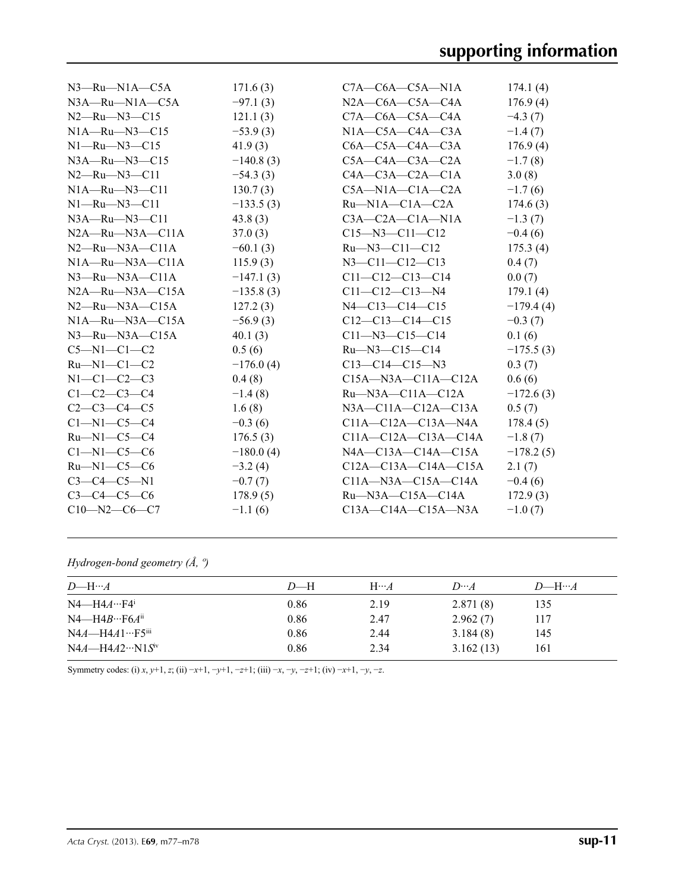| | | | |
|---|---|---|---|
| N3—Ru—N1A—C5A | 171.6 (3) | C7A—C6A—C5A—N1A | 174.1 (4) |
| N3A—Ru—N1A—C5A | −97.1 (3) | N2A—C6A—C5A—C4A | 176.9 (4) |
| N2—Ru—N3—C15 | 121.1 (3) | C7A—C6A—C5A—C4A | −4.3 (7) |
| N1A—Ru—N3—C15 | −53.9 (3) | N1A—C5A—C4A—C3A | −1.4 (7) |
| N1—Ru—N3—C15 | 41.9 (3) | C6A—C5A—C4A—C3A | 176.9 (4) |
| N3A—Ru—N3—C15 | −140.8 (3) | C5A—C4A—C3A—C2A | −1.7 (8) |
| N2—Ru—N3—C11 | −54.3 (3) | C4A—C3A—C2A—C1A | 3.0 (8) |
| N1A—Ru—N3—C11 | 130.7 (3) | C5A—N1A—C1A—C2A | −1.7 (6) |
| N1—Ru—N3—C11 | −133.5 (3) | Ru—N1A—C1A—C2A | 174.6 (3) |
| N3A—Ru—N3—C11 | 43.8 (3) | C3A—C2A—C1A—N1A | −1.3 (7) |
| N2A—Ru—N3A—C11A | 37.0 (3) | C15—N3—C11—C12 | −0.4 (6) |
| N2—Ru—N3A—C11A | −60.1 (3) | Ru—N3—C11—C12 | 175.3 (4) |
| N1A—Ru—N3A—C11A | 115.9 (3) | N3—C11—C12—C13 | 0.4 (7) |
| N3—Ru—N3A—C11A | −147.1 (3) | C11—C12—C13—C14 | 0.0 (7) |
| N2A—Ru—N3A—C15A | −135.8 (3) | C11—C12—C13—N4 | 179.1 (4) |
| N2—Ru—N3A—C15A | 127.2 (3) | N4—C13—C14—C15 | −179.4 (4) |
| N1A—Ru—N3A—C15A | −56.9 (3) | C12—C13—C14—C15 | −0.3 (7) |
| N3—Ru—N3A—C15A | 40.1 (3) | C11—N3—C15—C14 | 0.1 (6) |
| C5—N1—C1—C2 | 0.5 (6) | Ru—N3—C15—C14 | −175.5 (3) |
| Ru—N1—C1—C2 | −176.0 (4) | C13—C14—C15—N3 | 0.3 (7) |
| N1—C1—C2—C3 | 0.4 (8) | C15A—N3A—C11A—C12A | 0.6 (6) |
| C1—C2—C3—C4 | −1.4 (8) | Ru—N3A—C11A—C12A | −172.6 (3) |
| C2—C3—C4—C5 | 1.6 (8) | N3A—C11A—C12A—C13A | 0.5 (7) |
| C1—N1—C5—C4 | −0.3 (6) | C11A—C12A—C13A—N4A | 178.4 (5) |
| Ru—N1—C5—C4 | 176.5 (3) | C11A—C12A—C13A—C14A | −1.8 (7) |
| C1—N1—C5—C6 | −180.0 (4) | N4A—C13A—C14A—C15A | −178.2 (5) |
| Ru—N1—C5—C6 | −3.2 (4) | C12A—C13A—C14A—C15A | 2.1 (7) |
| C3—C4—C5—N1 | −0.7 (7) | C11A—N3A—C15A—C14A | −0.4 (6) |
| C3—C4—C5—C6 | 178.9 (5) | Ru—N3A—C15A—C14A | 172.9 (3) |
| C10—N2—C6—C7 | −1.1 (6) | C13A—C14A—C15A—N3A | −1.0 (7) |

*Hydrogen-bond geometry (Å, º)*

| *D*—H···*A* | *D*—H | H···*A* | *D*···*A* | *D*—H···*A* |
|---|---|---|---|---|
| N4—H4*A*···F4[i] | 0.86 | 2.19 | 2.871 (8) | 135 |
| N4—H4*B*···F6*A*[ii] | 0.86 | 2.47 | 2.962 (7) | 117 |
| N4*A*—H4*A*1···F5[iii] | 0.86 | 2.44 | 3.184 (8) | 145 |
| N4*A*—H4*A*2···N1*S*[iv] | 0.86 | 2.34 | 3.162 (13) | 161 |

Symmetry codes: (i) *x*, *y*+1, *z*; (ii) −*x*+1, −*y*+1, −*z*+1; (iii) −*x*, −*y*, −*z*+1; (iv) −*x*+1, −*y*, −*z*.